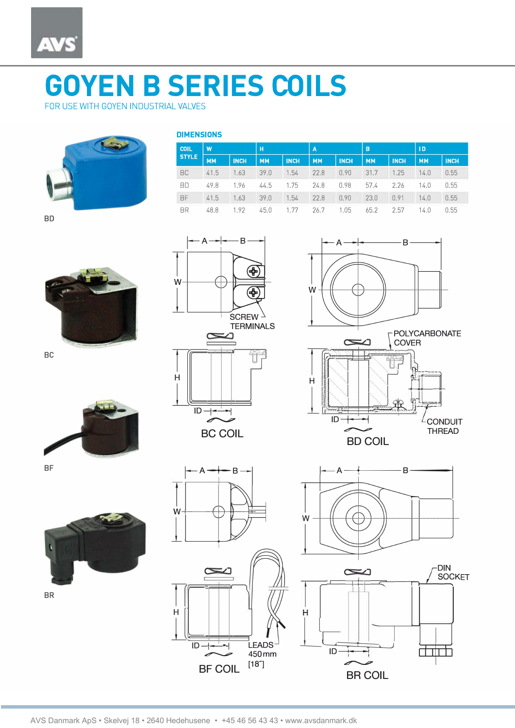# GOYEN B SERIES COILS

FOR USE WITH GOYEN INDUSTRIAL VALVES

BD

## DIMENSIONS

| COIL STYLE | W | | H | | A | | B | | ID | |
|---|---|---|---|---|---|---|---|---|---|---|
| | MM | INCH | MM | INCH | MM | INCH | MM | INCH | MM | INCH |
| BC | 41.5 | 1.63 | 39.0 | 1.54 | 22.8 | 0.90 | 31.7 | 1.25 | 14.0 | 0.55 |
| BD | 49.8 | 1.96 | 44.5 | 1.75 | 24.8 | 0.98 | 57.4 | 2.26 | 14.0 | 0.55 |
| BF | 41.5 | 1.63 | 39.0 | 1.54 | 22.8 | 0.90 | 23.0 | 0.91 | 14.0 | 0.55 |
| BR | 48.8 | 1.92 | 45.0 | 1.77 | 26.7 | 1.05 | 65.2 | 2.57 | 14.0 | 0.55 |

BC

A B W H ID SCREW TERMINALS

BC COIL

A B W H ID POLYCARBONATE COVER CONDUIT THREAD

BD COIL

BF

A B W H ID LEADS 450mm [18"]

BF COIL

BR

A B W H ID DIN SOCKET

BR COIL

AVS Danmark ApS • Skelvej 18 • 2640 Hedehusene • +45 46 56 43 43 • www.avsdanmark.dk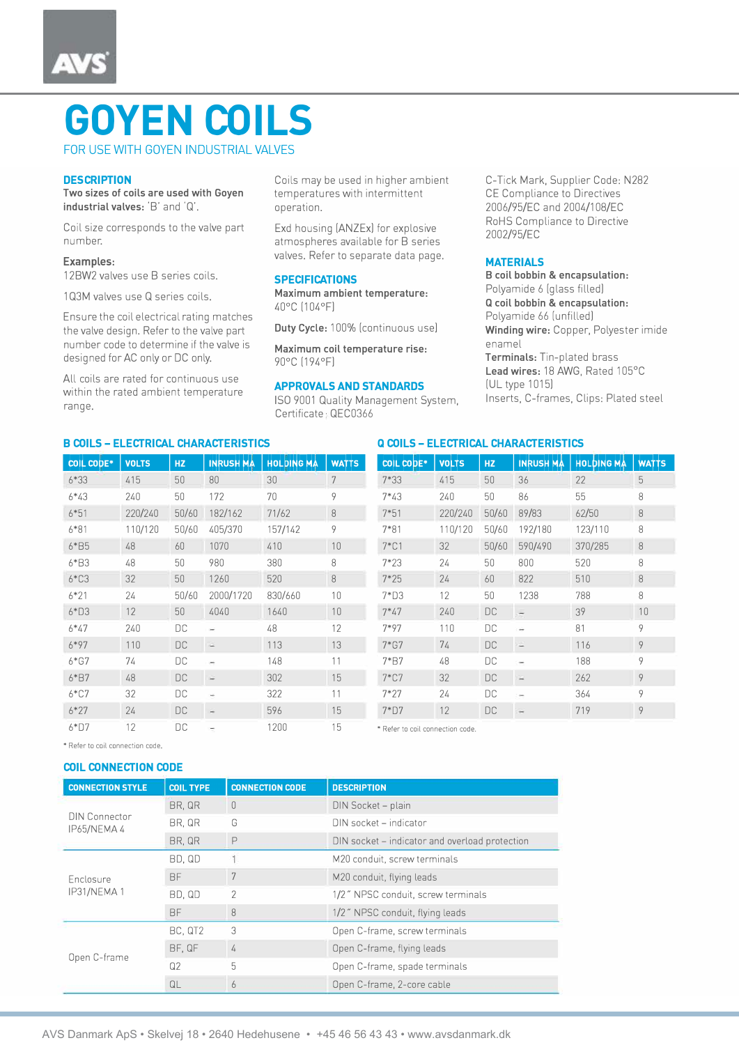AVS

# GOYEN COILS

FOR USE WITH GOYEN INDUSTRIAL VALVES

## DESCRIPTION

**Two sizes of coils are used with Goyen industrial valves:** 'B' and 'Q'.

Coil size corresponds to the valve part number.

**Examples:**
12BW2 valves use B series coils.

1Q3M valves use Q series coils.

Ensure the coil electrical rating matches the valve design. Refer to the valve part number code to determine if the valve is designed for AC only or DC only.

All coils are rated for continuous use within the rated ambient temperature range.

Coils may be used in higher ambient temperatures with intermittent operation.

Exd housing (ANZEx) for explosive atmospheres available for B series valves. Refer to separate data page.

## SPECIFICATIONS

**Maximum ambient temperature:**
40°C (104°F)

**Duty Cycle:** 100% (continuous use)

**Maximum coil temperature rise:**
90°C (194°F)

## APPROVALS AND STANDARDS

ISO 9001 Quality Management System, Certificate : QEC0366

C-Tick Mark, Supplier Code: N282
CE Compliance to Directives 2006/95/EC and 2004/108/EC
RoHS Compliance to Directive 2002/95/EC

## MATERIALS

**B coil bobbin & encapsulation:**
Polyamide 6 (glass filled)
**Q coil bobbin & encapsulation:**
Polyamide 66 (unfilled)
**Winding wire:** Copper, Polyester imide enamel
**Terminals:** Tin-plated brass
**Lead wires:** 18 AWG, Rated 105°C (UL type 1015)
Inserts, C-frames, Clips: Plated steel

## B COILS – ELECTRICAL CHARACTERISTICS

| COIL CODE* | VOLTS | HZ | INRUSH MA | HOLDING MA | WATTS |
|---|---|---|---|---|---|
| 6*33 | 415 | 50 | 80 | 30 | 7 |
| 6*43 | 240 | 50 | 172 | 70 | 9 |
| 6*51 | 220/240 | 50/60 | 182/162 | 71/62 | 8 |
| 6*81 | 110/120 | 50/60 | 405/370 | 157/142 | 9 |
| 6*B5 | 48 | 60 | 1070 | 410 | 10 |
| 6*B3 | 48 | 50 | 980 | 380 | 8 |
| 6*C3 | 32 | 50 | 1260 | 520 | 8 |
| 6*21 | 24 | 50/60 | 2000/1720 | 830/660 | 10 |
| 6*D3 | 12 | 50 | 4040 | 1640 | 10 |
| 6*47 | 240 | DC | – | 48 | 12 |
| 6*97 | 110 | DC | – | 113 | 13 |
| 6*G7 | 74 | DC | – | 148 | 11 |
| 6*B7 | 48 | DC | – | 302 | 15 |
| 6*C7 | 32 | DC | – | 322 | 11 |
| 6*27 | 24 | DC | – | 596 | 15 |
| 6*D7 | 12 | DC | – | 1200 | 15 |

* Refer to coil connection code.

## Q COILS – ELECTRICAL CHARACTERISTICS

| COIL CODE* | VOLTS | HZ | INRUSH MA | HOLDING MA | WATTS |
|---|---|---|---|---|---|
| 7*33 | 415 | 50 | 36 | 22 | 5 |
| 7*43 | 240 | 50 | 86 | 55 | 8 |
| 7*51 | 220/240 | 50/60 | 89/83 | 62/50 | 8 |
| 7*81 | 110/120 | 50/60 | 192/180 | 123/110 | 8 |
| 7*C1 | 32 | 50/60 | 590/490 | 370/285 | 8 |
| 7*23 | 24 | 50 | 800 | 520 | 8 |
| 7*25 | 24 | 60 | 822 | 510 | 8 |
| 7*D3 | 12 | 50 | 1238 | 788 | 8 |
| 7*47 | 240 | DC | – | 39 | 10 |
| 7*97 | 110 | DC | – | 81 | 9 |
| 7*G7 | 74 | DC | – | 116 | 9 |
| 7*B7 | 48 | DC | – | 188 | 9 |
| 7*C7 | 32 | DC | – | 262 | 9 |
| 7*27 | 24 | DC | – | 364 | 9 |
| 7*D7 | 12 | DC | – | 719 | 9 |

* Refer to coil connection code.

## COIL CONNECTION CODE

| CONNECTION STYLE | COIL TYPE | CONNECTION CODE | DESCRIPTION |
|---|---|---|---|
| DIN Connector IP65/NEMA 4 | BR, QR | 0 | DIN Socket – plain |
| | BR, QR | G | DIN socket – indicator |
| | BR, QR | P | DIN socket – indicator and overload protection |
| Enclosure IP31/NEMA 1 | BD, QD | 1 | M20 conduit, screw terminals |
| | BF | 7 | M20 conduit, flying leads |
| | BD, QD | 2 | 1/2" NPSC conduit, screw terminals |
| | BF | 8 | 1/2" NPSC conduit, flying leads |
| Open C-frame | BC, QT2 | 3 | Open C-frame, screw terminals |
| | BF, QF | 4 | Open C-frame, flying leads |
| | Q2 | 5 | Open C-frame, spade terminals |
| | QL | 6 | Open C-frame, 2-core cable |

AVS Danmark ApS • Skelvej 18 • 2640 Hedehusene • +45 46 56 43 43 • www.avsdanmark.dk